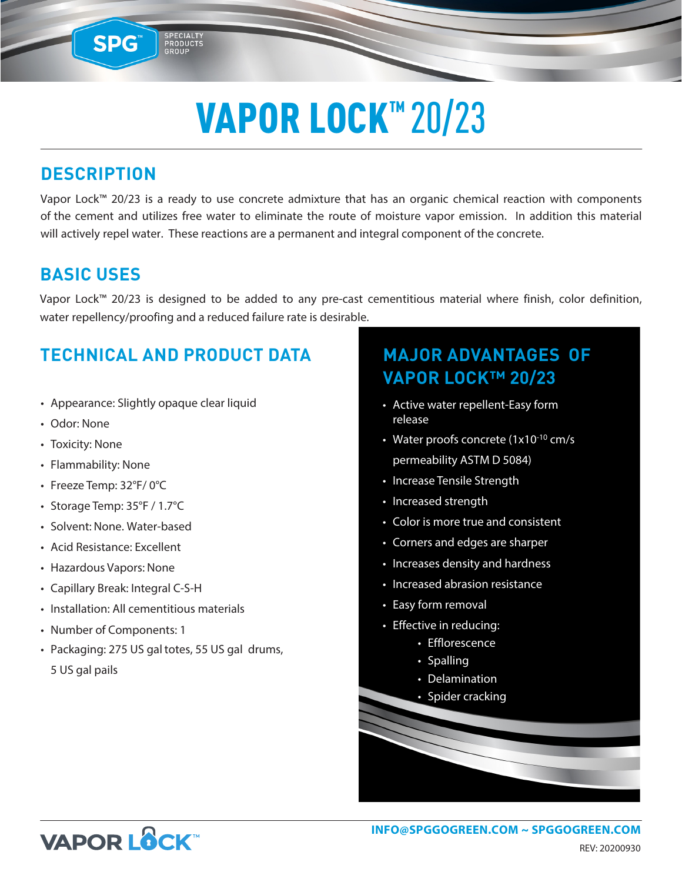# VAPOR LOCK™ 20/23

## DESCRIPTION

Vapor Lock™ 20/23 is a ready to use concrete admixture that has an organic chemical reaction with components of the cement and utilizes free water to eliminate the route of moisture vapor emission. In addition this material will actively repel water. These reactions are a permanent and integral component of the concrete.

## BASIC USES

Vapor Lock™ 20/23 is designed to be added to any pre-cast cementitious material where finish, color definition, water repellency/proofing and a reduced failure rate is desirable.

## TECHNICAL AND PRODUCT DATA

- Appearance: Slightly opaque clear liquid
- Odor: None
- Toxicity: None
- Flammability: None
- Freeze Temp: 32°F/ 0°C
- Storage Temp: 35°F / 1.7°C
- Solvent: None. Water-based
- Acid Resistance: Excellent
- Hazardous Vapors: None
- Capillary Break: Integral C-S-H
- Installation: All cementitious materials
- Number of Components: 1
- Packaging: 275 US gal totes, 55 US gal drums, 5 US gal pails

## MAJOR ADVANTAGES OF VAPOR LOCK™ 20/23

- Active water repellent-Easy form release
- Water proofs concrete ($1x10^{-10}$ cm/s permeability ASTM D 5084)
- Increase Tensile Strength
- Increased strength
- Color is more true and consistent
- Corners and edges are sharper
- Increases density and hardness
- Increased abrasion resistance
- Easy form removal
- Effective in reducing:
  - Efflorescence
  - Spalling
  - Delamination
  - Spider cracking

VAPOR LOCK™

INFO@SPGGOGREEN.COM ~ SPGGOGREEN.COM

REV: 20200930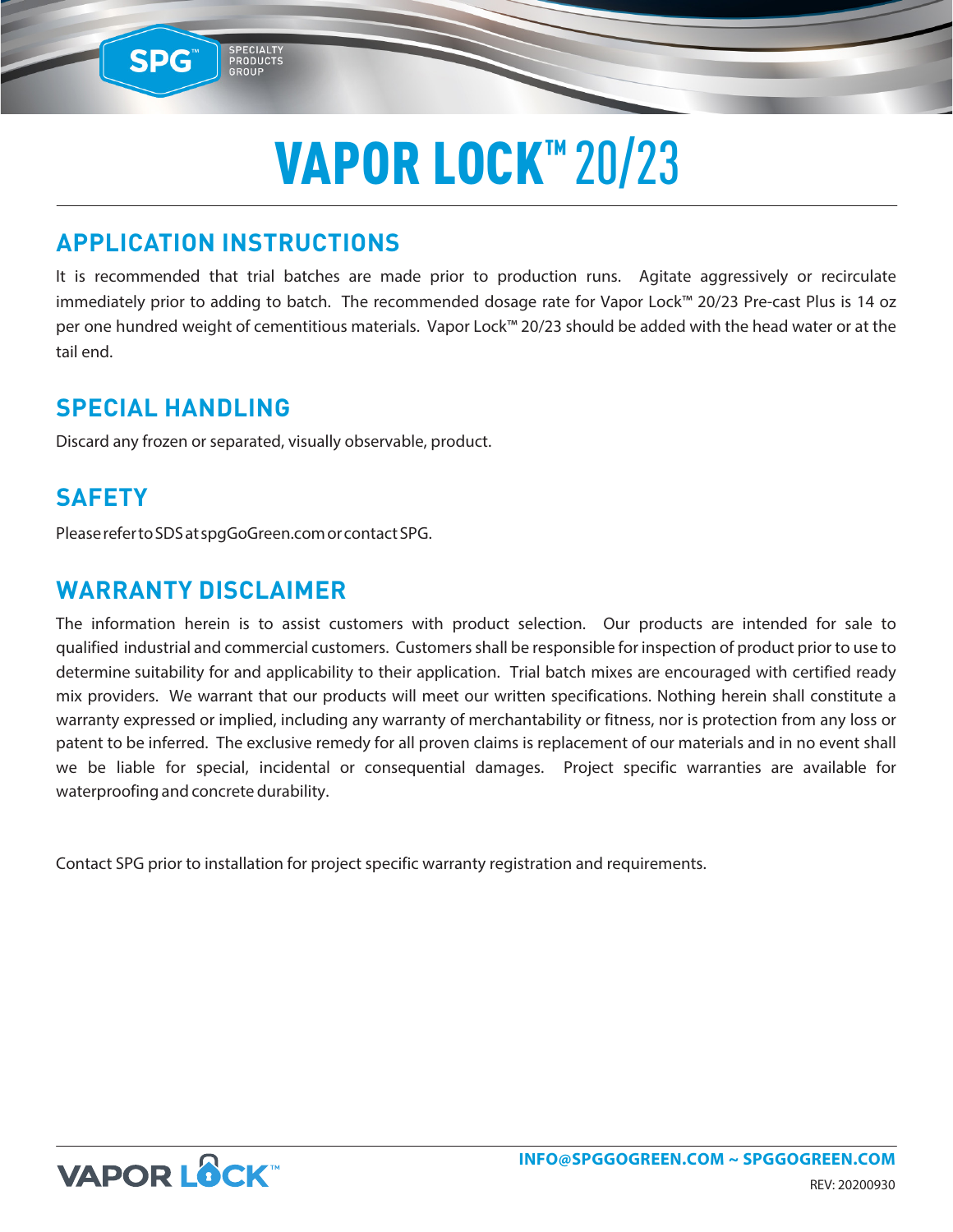# VAPOR LOCK™ 20/23

## APPLICATION INSTRUCTIONS

It is recommended that trial batches are made prior to production runs. Agitate aggressively or recirculate immediately prior to adding to batch. The recommended dosage rate for Vapor Lock™ 20/23 Pre-cast Plus is 14 oz per one hundred weight of cementitious materials. Vapor Lock™ 20/23 should be added with the head water or at the tail end.

## SPECIAL HANDLING

Discard any frozen or separated, visually observable, product.

## SAFETY

Please refer to SDS at spgGoGreen.com or contact SPG.

## WARRANTY DISCLAIMER

The information herein is to assist customers with product selection. Our products are intended for sale to qualified industrial and commercial customers. Customers shall be responsible for inspection of product prior to use to determine suitability for and applicability to their application. Trial batch mixes are encouraged with certified ready mix providers. We warrant that our products will meet our written specifications. Nothing herein shall constitute a warranty expressed or implied, including any warranty of merchantability or fitness, nor is protection from any loss or patent to be inferred. The exclusive remedy for all proven claims is replacement of our materials and in no event shall we be liable for special, incidental or consequential damages. Project specific warranties are available for waterproofing and concrete durability.

Contact SPG prior to installation for project specific warranty registration and requirements.

INFO@SPGGOGREEN.COM ~ SPGGOGREEN.COM

REV: 20200930